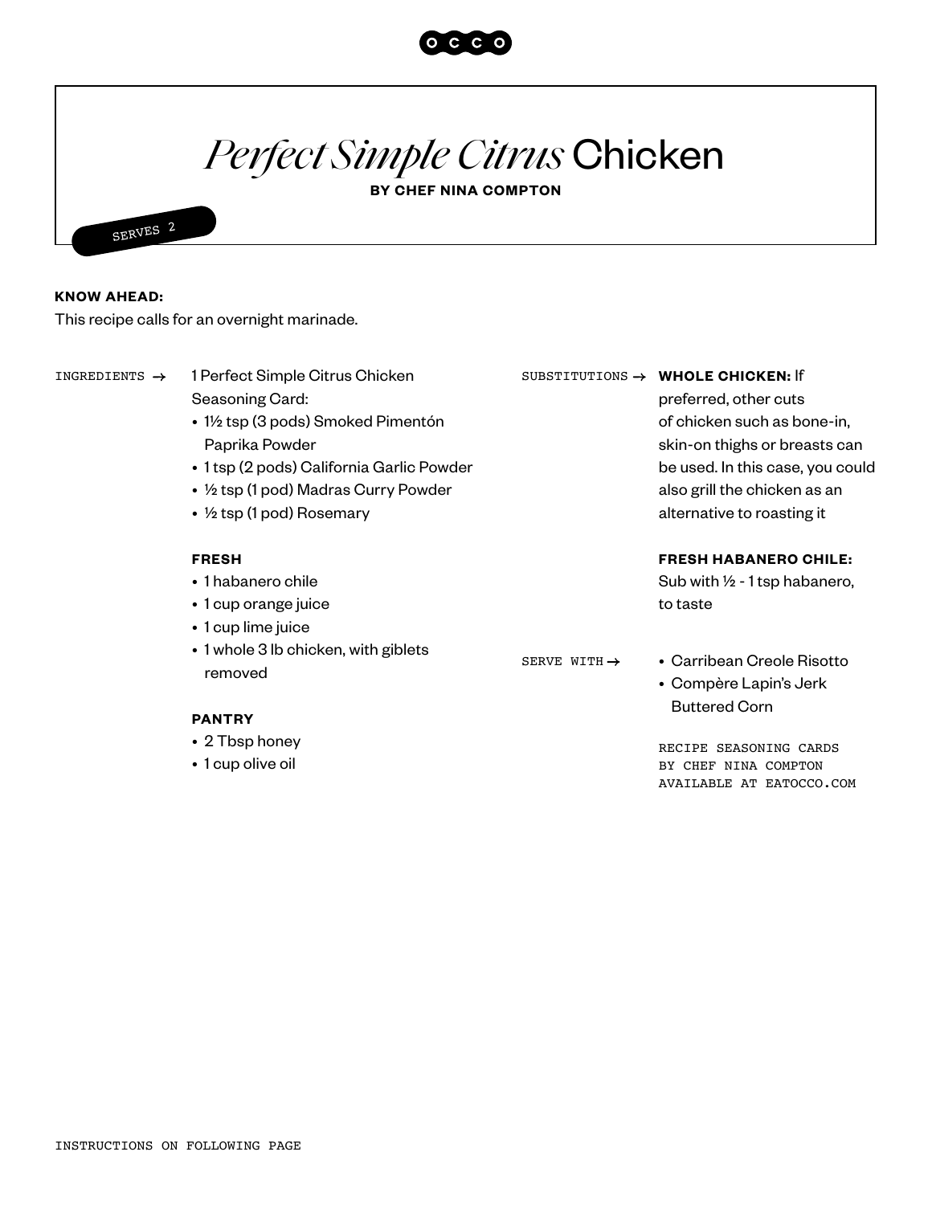OCCO

# *Perfect Simple Citrus* Chicken

**BY CHEF NINA COMPTON**

SERVES 2

**KNOW AHEAD:**
This recipe calls for an overnight marinade.

INGREDIENTS →

1 Perfect Simple Citrus Chicken Seasoning Card:

- 1½ tsp (3 pods) Smoked Pimentón Paprika Powder
- 1 tsp (2 pods) California Garlic Powder
- ½ tsp (1 pod) Madras Curry Powder
- ½ tsp (1 pod) Rosemary

**FRESH**

- 1 habanero chile
- 1 cup orange juice
- 1 cup lime juice
- 1 whole 3 lb chicken, with giblets removed

**PANTRY**

- 2 Tbsp honey
- 1 cup olive oil

SUBSTITUTIONS →

**WHOLE CHICKEN:** If preferred, other cuts of chicken such as bone-in, skin-on thighs or breasts can be used. In this case, you could also grill the chicken as an alternative to roasting it

**FRESH HABANERO CHILE:** Sub with ½ - 1 tsp habanero, to taste

SERVE WITH →

- Carribean Creole Risotto
- Compère Lapin's Jerk Buttered Corn

RECIPE SEASONING CARDS BY CHEF NINA COMPTON AVAILABLE AT EATOCCO.COM

INSTRUCTIONS ON FOLLOWING PAGE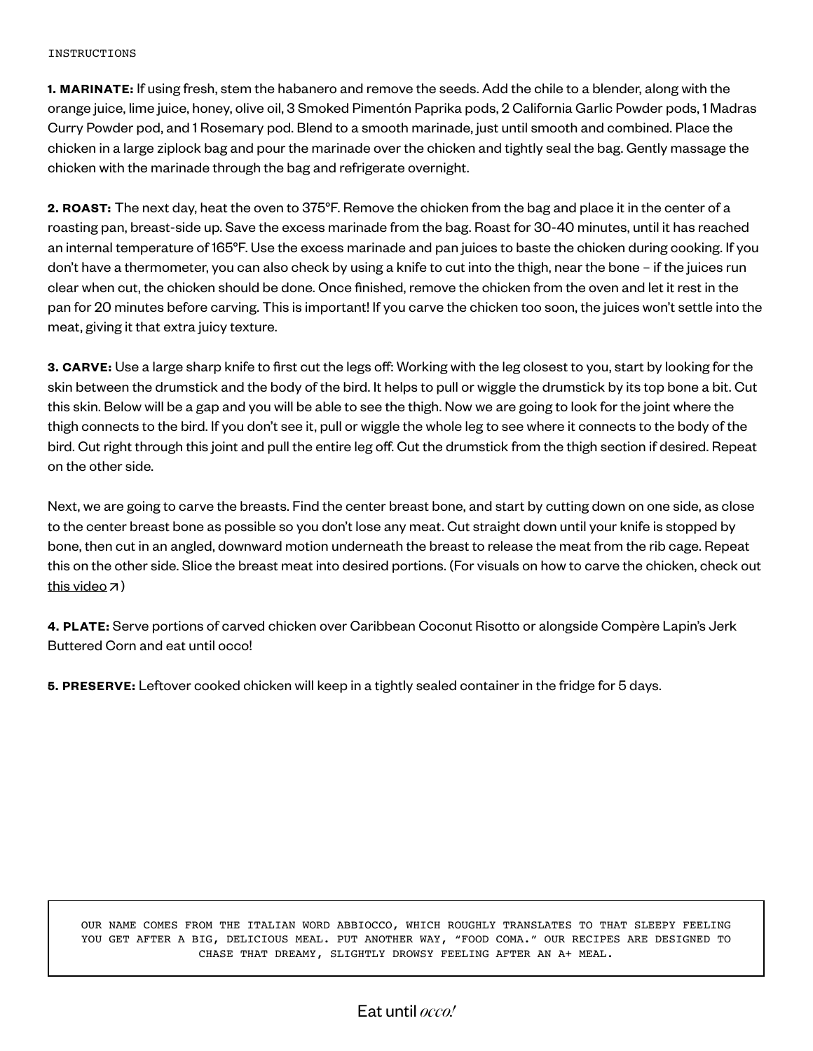INSTRUCTIONS

**1. MARINATE:** If using fresh, stem the habanero and remove the seeds. Add the chile to a blender, along with the orange juice, lime juice, honey, olive oil, 3 Smoked Pimentón Paprika pods, 2 California Garlic Powder pods, 1 Madras Curry Powder pod, and 1 Rosemary pod. Blend to a smooth marinade, just until smooth and combined. Place the chicken in a large ziplock bag and pour the marinade over the chicken and tightly seal the bag. Gently massage the chicken with the marinade through the bag and refrigerate overnight.

**2. ROAST:** The next day, heat the oven to 375°F. Remove the chicken from the bag and place it in the center of a roasting pan, breast-side up. Save the excess marinade from the bag. Roast for 30-40 minutes, until it has reached an internal temperature of 165°F. Use the excess marinade and pan juices to baste the chicken during cooking. If you don't have a thermometer, you can also check by using a knife to cut into the thigh, near the bone – if the juices run clear when cut, the chicken should be done. Once finished, remove the chicken from the oven and let it rest in the pan for 20 minutes before carving. This is important! If you carve the chicken too soon, the juices won't settle into the meat, giving it that extra juicy texture.

**3. CARVE:** Use a large sharp knife to first cut the legs off: Working with the leg closest to you, start by looking for the skin between the drumstick and the body of the bird. It helps to pull or wiggle the drumstick by its top bone a bit. Cut this skin. Below will be a gap and you will be able to see the thigh. Now we are going to look for the joint where the thigh connects to the bird. If you don't see it, pull or wiggle the whole leg to see where it connects to the body of the bird. Cut right through this joint and pull the entire leg off. Cut the drumstick from the thigh section if desired. Repeat on the other side.

Next, we are going to carve the breasts. Find the center breast bone, and start by cutting down on one side, as close to the center breast bone as possible so you don't lose any meat. Cut straight down until your knife is stopped by bone, then cut in an angled, downward motion underneath the breast to release the meat from the rib cage. Repeat this on the other side. Slice the breast meat into desired portions. (For visuals on how to carve the chicken, check out this video ↗)

**4. PLATE:** Serve portions of carved chicken over Caribbean Coconut Risotto or alongside Compère Lapin's Jerk Buttered Corn and eat until occo!

**5. PRESERVE:** Leftover cooked chicken will keep in a tightly sealed container in the fridge for 5 days.

OUR NAME COMES FROM THE ITALIAN WORD ABBIOCCO, WHICH ROUGHLY TRANSLATES TO THAT SLEEPY FEELING YOU GET AFTER A BIG, DELICIOUS MEAL. PUT ANOTHER WAY, "FOOD COMA." OUR RECIPES ARE DESIGNED TO CHASE THAT DREAMY, SLIGHTLY DROWSY FEELING AFTER AN A+ MEAL.

Eat until *occo!*